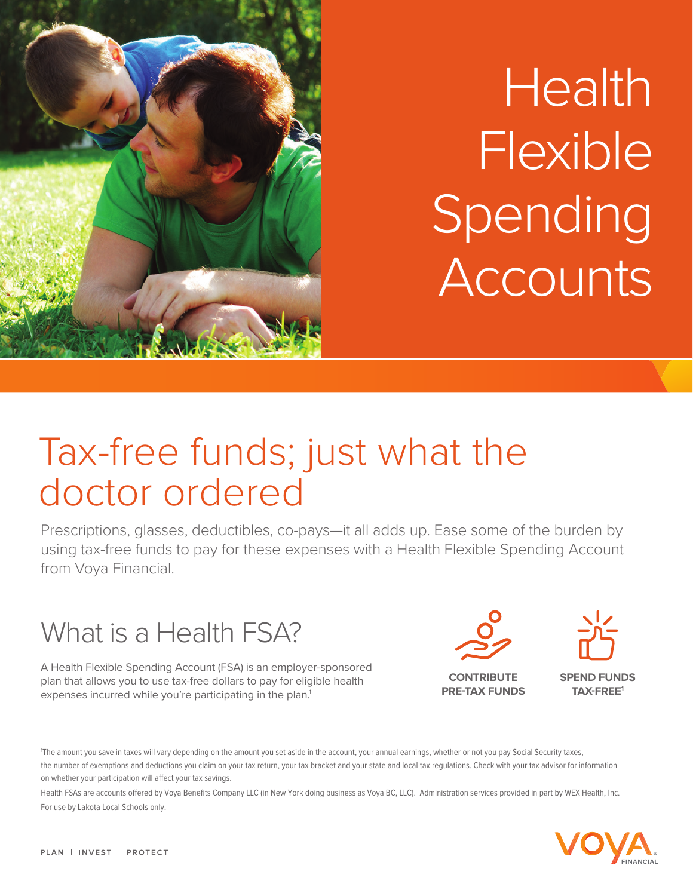# Health Flexible Spending Accounts

## Tax-free funds; just what the doctor ordered

Prescriptions, glasses, deductibles, co-pays—it all adds up. Ease some of the burden by using tax-free funds to pay for these expenses with a Health Flexible Spending Account from Voya Financial.

## What is a Health FSA?

A Health Flexible Spending Account (FSA) is an employer-sponsored plan that allows you to use tax-free dollars to pay for eligible health expenses incurred while you're participating in the plan.[1]

**CONTRIBUTE PRE-TAX FUNDS**

**SPEND FUNDS TAX-FREE[1]**

[1]The amount you save in taxes will vary depending on the amount you set aside in the account, your annual earnings, whether or not you pay Social Security taxes, the number of exemptions and deductions you claim on your tax return, your tax bracket and your state and local tax regulations. Check with your tax advisor for information on whether your participation will affect your tax savings.

Health FSAs are accounts offered by Voya Benefits Company LLC (in New York doing business as Voya BC, LLC). Administration services provided in part by WEX Health, Inc. For use by Lakota Local Schools only.

PLAN | INVEST | PROTECT

VOYA FINANCIAL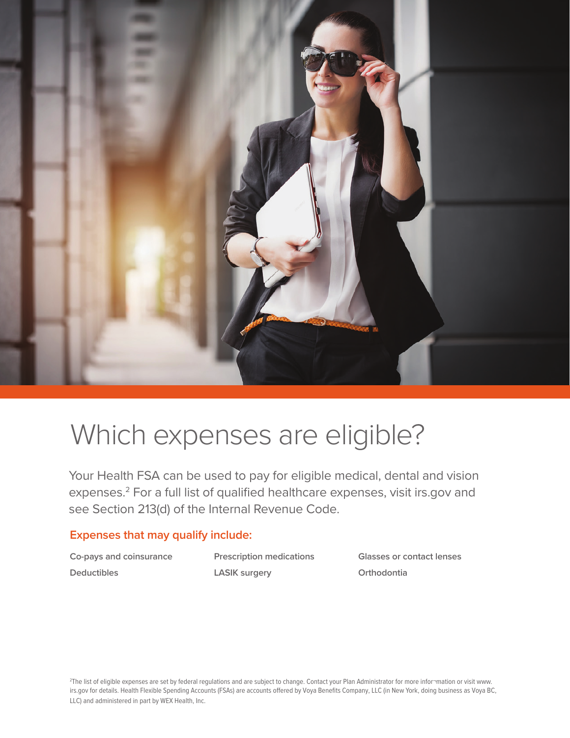# Which expenses are eligible?

Your Health FSA can be used to pay for eligible medical, dental and vision expenses.[2] For a full list of qualified healthcare expenses, visit irs.gov and see Section 213(d) of the Internal Revenue Code.

## Expenses that may qualify include:

- Co-pays and coinsurance
- Deductibles
- Prescription medications
- LASIK surgery
- Glasses or contact lenses
- Orthodontia

[2]The list of eligible expenses are set by federal regulations and are subject to change. Contact your Plan Administrator for more infor¬mation or visit www.irs.gov for details. Health Flexible Spending Accounts (FSAs) are accounts offered by Voya Benefits Company, LLC (in New York, doing business as Voya BC, LLC) and administered in part by WEX Health, Inc.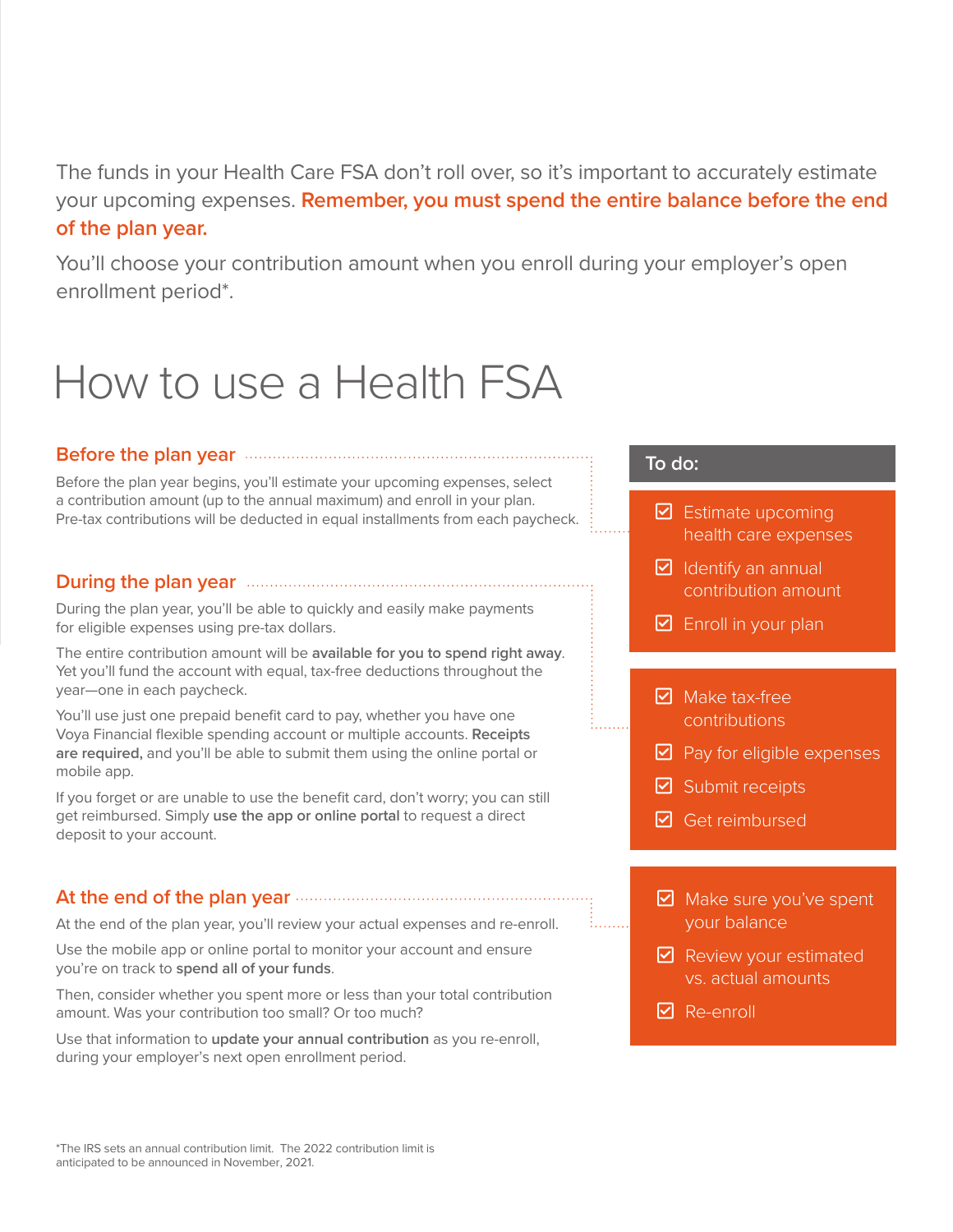The funds in your Health Care FSA don't roll over, so it's important to accurately estimate your upcoming expenses. **Remember, you must spend the entire balance before the end of the plan year.**

You'll choose your contribution amount when you enroll during your employer's open enrollment period*.

# How to use a Health FSA

### Before the plan year

Before the plan year begins, you'll estimate your upcoming expenses, select a contribution amount (up to the annual maximum) and enroll in your plan. Pre-tax contributions will be deducted in equal installments from each paycheck.

**To do:**

- ☑ Estimate upcoming health care expenses
- ☑ Identify an annual contribution amount
- ☑ Enroll in your plan

### During the plan year

During the plan year, you'll be able to quickly and easily make payments for eligible expenses using pre-tax dollars.

The entire contribution amount will be **available for you to spend right away**. Yet you'll fund the account with equal, tax-free deductions throughout the year—one in each paycheck.

You'll use just one prepaid benefit card to pay, whether you have one Voya Financial flexible spending account or multiple accounts. **Receipts are required,** and you'll be able to submit them using the online portal or mobile app.

If you forget or are unable to use the benefit card, don't worry; you can still get reimbursed. Simply **use the app or online portal** to request a direct deposit to your account.

- ☑ Make tax-free contributions
- ☑ Pay for eligible expenses
- ☑ Submit receipts
- ☑ Get reimbursed

### At the end of the plan year

At the end of the plan year, you'll review your actual expenses and re-enroll.

Use the mobile app or online portal to monitor your account and ensure you're on track to **spend all of your funds**.

Then, consider whether you spent more or less than your total contribution amount. Was your contribution too small? Or too much?

Use that information to **update your annual contribution** as you re-enroll, during your employer's next open enrollment period.

- ☑ Make sure you've spent your balance
- ☑ Review your estimated vs. actual amounts
- ☑ Re-enroll

*The IRS sets an annual contribution limit. The 2022 contribution limit is anticipated to be announced in November, 2021.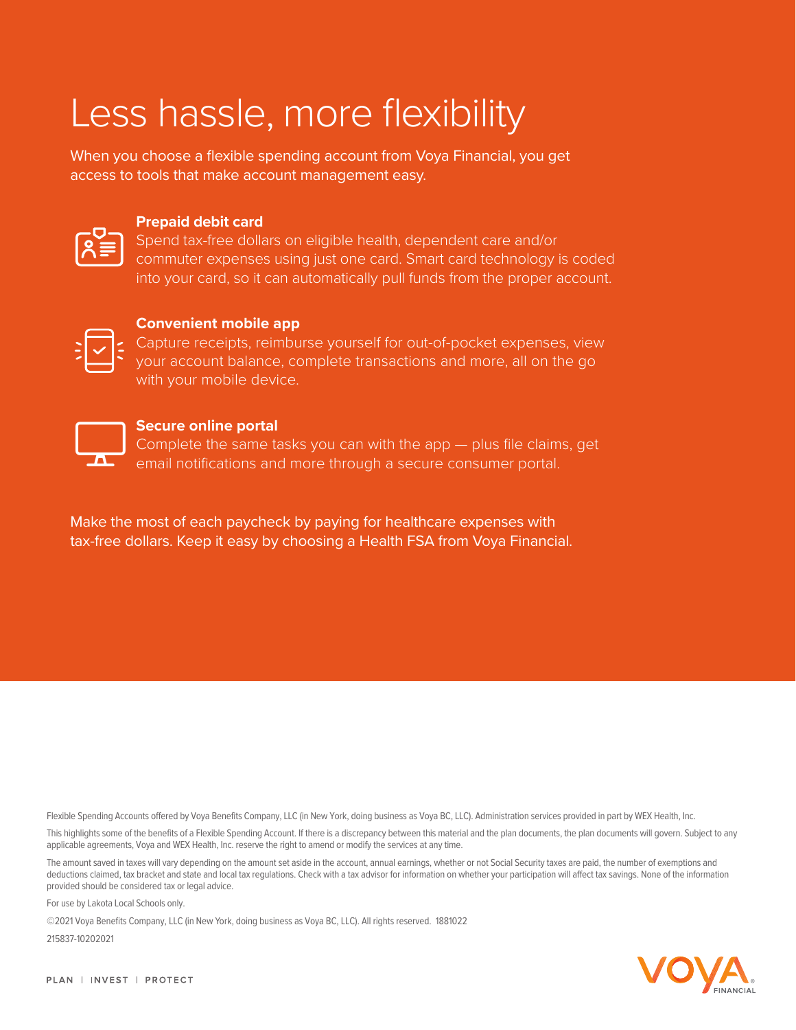# Less hassle, more flexibility

When you choose a flexible spending account from Voya Financial, you get access to tools that make account management easy.

**Prepaid debit card**
Spend tax-free dollars on eligible health, dependent care and/or commuter expenses using just one card. Smart card technology is coded into your card, so it can automatically pull funds from the proper account.

**Convenient mobile app**
Capture receipts, reimburse yourself for out-of-pocket expenses, view your account balance, complete transactions and more, all on the go with your mobile device.

**Secure online portal**
Complete the same tasks you can with the app — plus file claims, get email notifications and more through a secure consumer portal.

Make the most of each paycheck by paying for healthcare expenses with tax-free dollars. Keep it easy by choosing a Health FSA from Voya Financial.

Flexible Spending Accounts offered by Voya Benefits Company, LLC (in New York, doing business as Voya BC, LLC). Administration services provided in part by WEX Health, Inc.

This highlights some of the benefits of a Flexible Spending Account. If there is a discrepancy between this material and the plan documents, the plan documents will govern. Subject to any applicable agreements, Voya and WEX Health, Inc. reserve the right to amend or modify the services at any time.

The amount saved in taxes will vary depending on the amount set aside in the account, annual earnings, whether or not Social Security taxes are paid, the number of exemptions and deductions claimed, tax bracket and state and local tax regulations. Check with a tax advisor for information on whether your participation will affect tax savings. None of the information provided should be considered tax or legal advice.

For use by Lakota Local Schools only.

©2021 Voya Benefits Company, LLC (in New York, doing business as Voya BC, LLC). All rights reserved. 1881022

215837-10202021

PLAN | INVEST | PROTECT

VOYA FINANCIAL